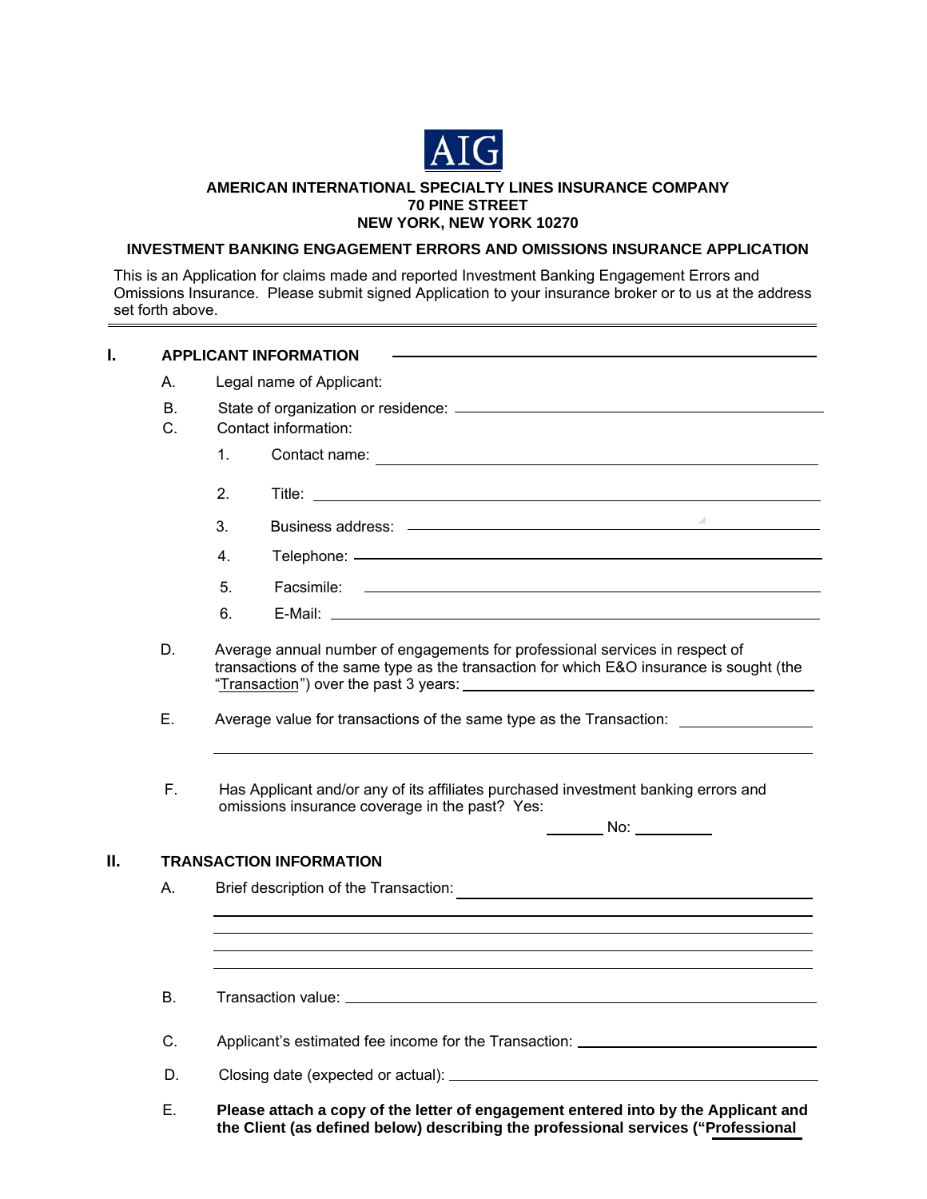AIG

**AMERICAN INTERNATIONAL SPECIALTY LINES INSURANCE COMPANY**
**70 PINE STREET**
**NEW YORK, NEW YORK 10270**

**INVESTMENT BANKING ENGAGEMENT ERRORS AND OMISSIONS INSURANCE APPLICATION**

This is an Application for claims made and reported Investment Banking Engagement Errors and Omissions Insurance. Please submit signed Application to your insurance broker or to us at the address set forth above.

---

## I. APPLICANT INFORMATION

A. Legal name of Applicant: ______________________________

B. State of organization or residence: ______________________________

C. Contact information:

1. Contact name: ______________________________
2. Title: ______________________________
3. Business address: ______________________________
4. Telephone: ______________________________
5. Facsimile: ______________________________
6. E-Mail: ______________________________

D. Average annual number of engagements for professional services in respect of transactions of the same type as the transaction for which E&O insurance is sought (the "Transaction") over the past 3 years: ______________________________

E. Average value for transactions of the same type as the Transaction: ______________________________

______________________________

F. Has Applicant and/or any of its affiliates purchased investment banking errors and omissions insurance coverage in the past? Yes: ________ No: ________

## II. TRANSACTION INFORMATION

A. Brief description of the Transaction: ______________________________

______________________________

______________________________

______________________________

______________________________

B. Transaction value: ______________________________

C. Applicant's estimated fee income for the Transaction: ______________________________

D. Closing date (expected or actual): ______________________________

E. **Please attach a copy of the letter of engagement entered into by the Applicant and the Client (as defined below) describing the professional services ("Professional**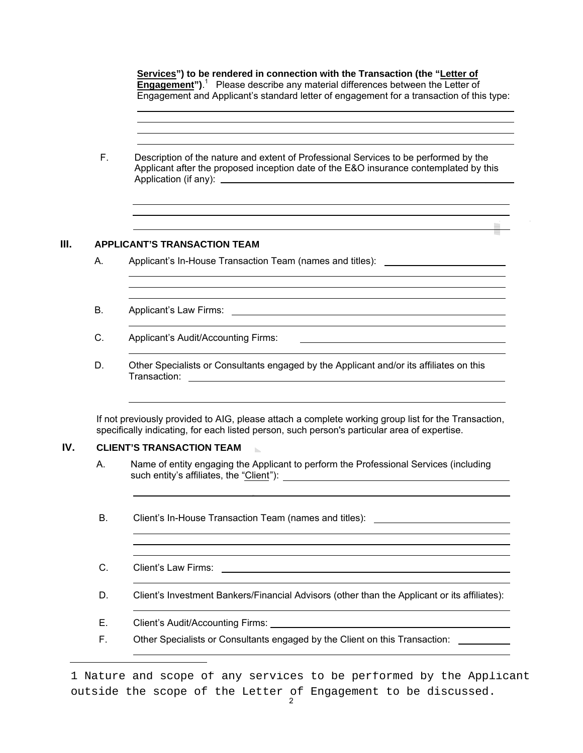**Services") to be rendered in connection with the Transaction (the "Letter of Engagement")**.[1] Please describe any material differences between the Letter of Engagement and Applicant's standard letter of engagement for a transaction of this type: \_\_\_\_\_\_\_\_\_\_\_\_\_\_\_\_\_\_\_\_\_\_\_\_\_\_\_\_\_\_\_\_\_\_\_\_\_\_\_\_\_\_\_\_

F. Description of the nature and extent of Professional Services to be performed by the Applicant after the proposed inception date of the E&O insurance contemplated by this Application (if any): \_\_\_\_\_\_\_\_\_\_\_\_\_\_\_\_\_\_\_\_\_\_\_\_\_\_\_\_\_\_\_\_\_\_\_\_\_\_\_\_\_\_\_\_

## III. APPLICANT'S TRANSACTION TEAM

A. Applicant's In-House Transaction Team (names and titles): \_\_\_\_\_\_\_\_\_\_\_\_\_\_\_\_\_\_\_\_\_\_\_\_\_\_\_\_\_\_\_\_\_\_\_\_\_\_\_\_\_\_\_\_

B. Applicant's Law Firms: \_\_\_\_\_\_\_\_\_\_\_\_\_\_\_\_\_\_\_\_\_\_\_\_\_\_\_\_\_\_\_\_\_\_\_\_\_\_\_\_\_\_\_\_

C. Applicant's Audit/Accounting Firms: \_\_\_\_\_\_\_\_\_\_\_\_\_\_\_\_\_\_\_\_\_\_\_\_\_\_\_\_\_\_\_\_\_\_\_\_\_\_\_\_\_\_\_\_

D. Other Specialists or Consultants engaged by the Applicant and/or its affiliates on this Transaction: \_\_\_\_\_\_\_\_\_\_\_\_\_\_\_\_\_\_\_\_\_\_\_\_\_\_\_\_\_\_\_\_\_\_\_\_\_\_\_\_\_\_\_\_

If not previously provided to AIG, please attach a complete working group list for the Transaction, specifically indicating, for each listed person, such person's particular area of expertise.

## IV. CLIENT'S TRANSACTION TEAM

A. Name of entity engaging the Applicant to perform the Professional Services (including such entity's affiliates, the "Client"): \_\_\_\_\_\_\_\_\_\_\_\_\_\_\_\_\_\_\_\_\_\_\_\_\_\_\_\_\_\_\_\_\_\_\_\_\_\_\_\_\_\_\_\_

B. Client's In-House Transaction Team (names and titles): \_\_\_\_\_\_\_\_\_\_\_\_\_\_\_\_\_\_\_\_\_\_\_\_\_\_\_\_\_\_\_\_\_\_\_\_\_\_\_\_\_\_\_\_

C. Client's Law Firms: \_\_\_\_\_\_\_\_\_\_\_\_\_\_\_\_\_\_\_\_\_\_\_\_\_\_\_\_\_\_\_\_\_\_\_\_\_\_\_\_\_\_\_\_

D. Client's Investment Bankers/Financial Advisors (other than the Applicant or its affiliates): \_\_\_\_\_\_\_\_\_\_\_\_\_\_\_\_\_\_\_\_\_\_\_\_\_\_\_\_\_\_\_\_\_\_\_\_\_\_\_\_\_\_\_\_

E. Client's Audit/Accounting Firms: \_\_\_\_\_\_\_\_\_\_\_\_\_\_\_\_\_\_\_\_\_\_\_\_\_\_\_\_\_\_\_\_\_\_\_\_\_\_\_\_\_\_\_\_

F. Other Specialists or Consultants engaged by the Client on this Transaction: \_\_\_\_\_\_\_\_\_\_\_\_\_\_\_\_\_\_\_\_\_\_\_\_\_\_\_\_\_\_\_\_\_\_\_\_\_\_\_\_\_\_\_\_

---

[1] Nature and scope of any services to be performed by the Applicant outside the scope of the Letter of Engagement to be discussed.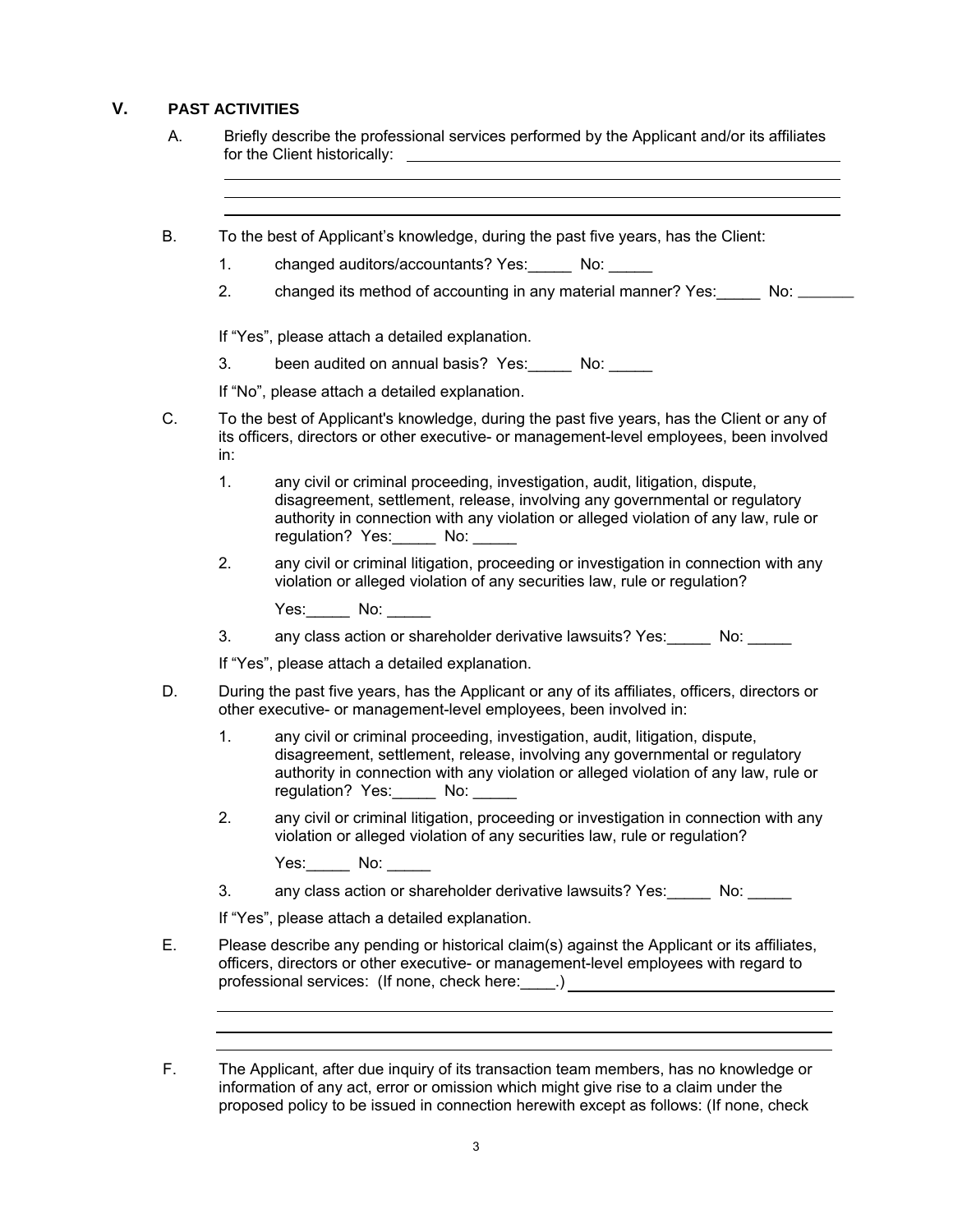## V. PAST ACTIVITIES

A. Briefly describe the professional services performed by the Applicant and/or its affiliates for the Client historically: ____________________________________________

______________________________________________________________________

______________________________________________________________________

______________________________________________________________________

B. To the best of Applicant's knowledge, during the past five years, has the Client:

1. changed auditors/accountants? Yes:_____ No: _____

2. changed its method of accounting in any material manner? Yes:_____ No: _______

If "Yes", please attach a detailed explanation.

3. been audited on annual basis? Yes:_____ No: _____

If "No", please attach a detailed explanation.

C. To the best of Applicant's knowledge, during the past five years, has the Client or any of its officers, directors or other executive- or management-level employees, been involved in:

1. any civil or criminal proceeding, investigation, audit, litigation, dispute, disagreement, settlement, release, involving any governmental or regulatory authority in connection with any violation or alleged violation of any law, rule or regulation? Yes:_____ No: _____

2. any civil or criminal litigation, proceeding or investigation in connection with any violation or alleged violation of any securities law, rule or regulation?

   Yes:_____ No: _____

3. any class action or shareholder derivative lawsuits? Yes:_____ No: _____

If "Yes", please attach a detailed explanation.

D. During the past five years, has the Applicant or any of its affiliates, officers, directors or other executive- or management-level employees, been involved in:

1. any civil or criminal proceeding, investigation, audit, litigation, dispute, disagreement, settlement, release, involving any governmental or regulatory authority in connection with any violation or alleged violation of any law, rule or regulation? Yes:_____ No: _____

2. any civil or criminal litigation, proceeding or investigation in connection with any violation or alleged violation of any securities law, rule or regulation?

   Yes:_____ No: _____

3. any class action or shareholder derivative lawsuits? Yes:_____ No: _____

If "Yes", please attach a detailed explanation.

E. Please describe any pending or historical claim(s) against the Applicant or its affiliates, officers, directors or other executive- or management-level employees with regard to professional services: (If none, check here:____.) ______________________________

______________________________________________________________________

______________________________________________________________________

______________________________________________________________________

F. The Applicant, after due inquiry of its transaction team members, has no knowledge or information of any act, error or omission which might give rise to a claim under the proposed policy to be issued in connection herewith except as follows: (If none, check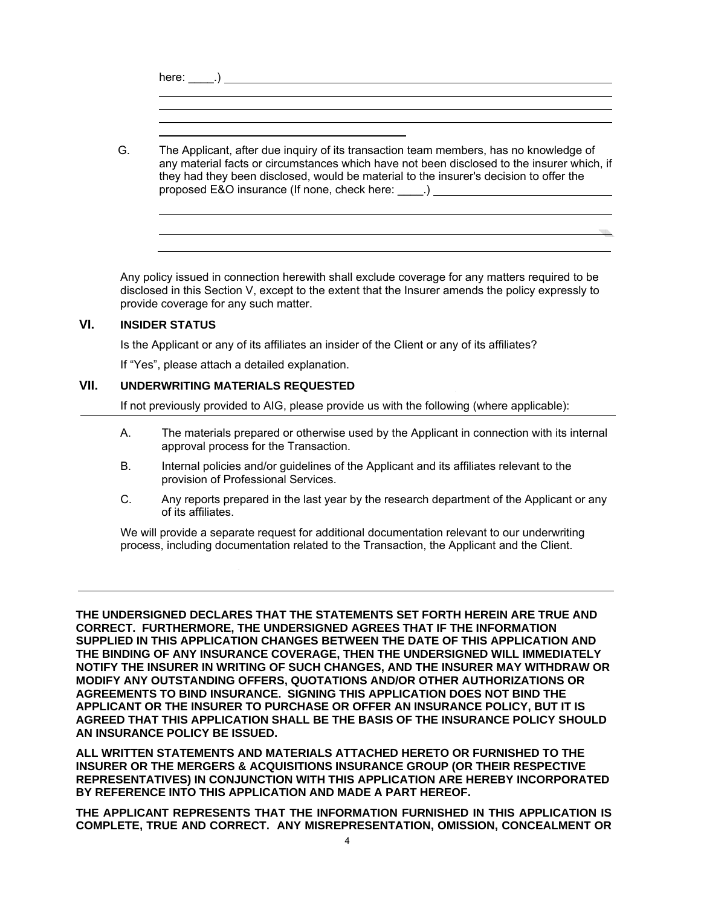here: ____.) 

G. The Applicant, after due inquiry of its transaction team members, has no knowledge of any material facts or circumstances which have not been disclosed to the insurer which, if they had they been disclosed, would be material to the insurer's decision to offer the proposed E&O insurance (If none, check here: ____.) 

Any policy issued in connection herewith shall exclude coverage for any matters required to be disclosed in this Section V, except to the extent that the Insurer amends the policy expressly to provide coverage for any such matter.

## VI. INSIDER STATUS

Is the Applicant or any of its affiliates an insider of the Client or any of its affiliates?

If "Yes", please attach a detailed explanation.

## VII. UNDERWRITING MATERIALS REQUESTED

If not previously provided to AIG, please provide us with the following (where applicable):

A. The materials prepared or otherwise used by the Applicant in connection with its internal approval process for the Transaction.

B. Internal policies and/or guidelines of the Applicant and its affiliates relevant to the provision of Professional Services.

C. Any reports prepared in the last year by the research department of the Applicant or any of its affiliates.

We will provide a separate request for additional documentation relevant to our underwriting process, including documentation related to the Transaction, the Applicant and the Client.

---

**THE UNDERSIGNED DECLARES THAT THE STATEMENTS SET FORTH HEREIN ARE TRUE AND CORRECT. FURTHERMORE, THE UNDERSIGNED AGREES THAT IF THE INFORMATION SUPPLIED IN THIS APPLICATION CHANGES BETWEEN THE DATE OF THIS APPLICATION AND THE BINDING OF ANY INSURANCE COVERAGE, THEN THE UNDERSIGNED WILL IMMEDIATELY NOTIFY THE INSURER IN WRITING OF SUCH CHANGES, AND THE INSURER MAY WITHDRAW OR MODIFY ANY OUTSTANDING OFFERS, QUOTATIONS AND/OR OTHER AUTHORIZATIONS OR AGREEMENTS TO BIND INSURANCE. SIGNING THIS APPLICATION DOES NOT BIND THE APPLICANT OR THE INSURER TO PURCHASE OR OFFER AN INSURANCE POLICY, BUT IT IS AGREED THAT THIS APPLICATION SHALL BE THE BASIS OF THE INSURANCE POLICY SHOULD AN INSURANCE POLICY BE ISSUED.**

**ALL WRITTEN STATEMENTS AND MATERIALS ATTACHED HERETO OR FURNISHED TO THE INSURER OR THE MERGERS & ACQUISITIONS INSURANCE GROUP (OR THEIR RESPECTIVE REPRESENTATIVES) IN CONJUNCTION WITH THIS APPLICATION ARE HEREBY INCORPORATED BY REFERENCE INTO THIS APPLICATION AND MADE A PART HEREOF.**

**THE APPLICANT REPRESENTS THAT THE INFORMATION FURNISHED IN THIS APPLICATION IS COMPLETE, TRUE AND CORRECT. ANY MISREPRESENTATION, OMISSION, CONCEALMENT OR**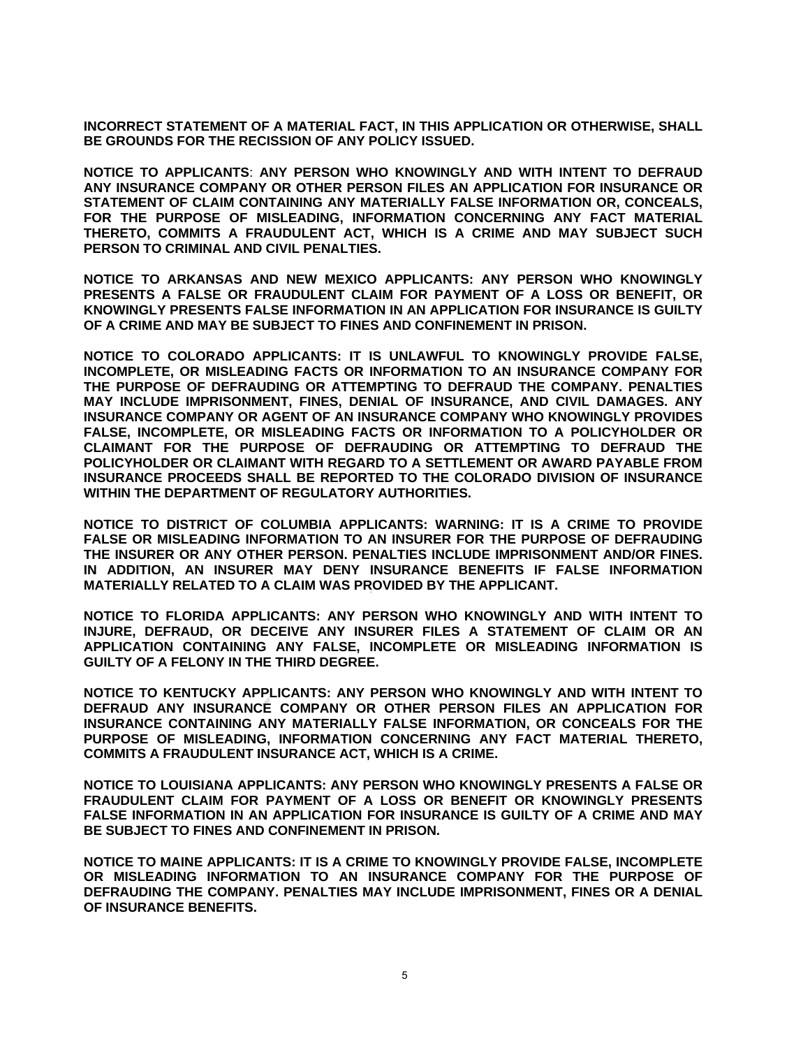**INCORRECT STATEMENT OF A MATERIAL FACT, IN THIS APPLICATION OR OTHERWISE, SHALL BE GROUNDS FOR THE RECISSION OF ANY POLICY ISSUED.**

**NOTICE TO APPLICANTS**: **ANY PERSON WHO KNOWINGLY AND WITH INTENT TO DEFRAUD ANY INSURANCE COMPANY OR OTHER PERSON FILES AN APPLICATION FOR INSURANCE OR STATEMENT OF CLAIM CONTAINING ANY MATERIALLY FALSE INFORMATION OR, CONCEALS, FOR THE PURPOSE OF MISLEADING, INFORMATION CONCERNING ANY FACT MATERIAL THERETO, COMMITS A FRAUDULENT ACT, WHICH IS A CRIME AND MAY SUBJECT SUCH PERSON TO CRIMINAL AND CIVIL PENALTIES.**

**NOTICE TO ARKANSAS AND NEW MEXICO APPLICANTS: ANY PERSON WHO KNOWINGLY PRESENTS A FALSE OR FRAUDULENT CLAIM FOR PAYMENT OF A LOSS OR BENEFIT, OR KNOWINGLY PRESENTS FALSE INFORMATION IN AN APPLICATION FOR INSURANCE IS GUILTY OF A CRIME AND MAY BE SUBJECT TO FINES AND CONFINEMENT IN PRISON.**

**NOTICE TO COLORADO APPLICANTS: IT IS UNLAWFUL TO KNOWINGLY PROVIDE FALSE, INCOMPLETE, OR MISLEADING FACTS OR INFORMATION TO AN INSURANCE COMPANY FOR THE PURPOSE OF DEFRAUDING OR ATTEMPTING TO DEFRAUD THE COMPANY. PENALTIES MAY INCLUDE IMPRISONMENT, FINES, DENIAL OF INSURANCE, AND CIVIL DAMAGES. ANY INSURANCE COMPANY OR AGENT OF AN INSURANCE COMPANY WHO KNOWINGLY PROVIDES FALSE, INCOMPLETE, OR MISLEADING FACTS OR INFORMATION TO A POLICYHOLDER OR CLAIMANT FOR THE PURPOSE OF DEFRAUDING OR ATTEMPTING TO DEFRAUD THE POLICYHOLDER OR CLAIMANT WITH REGARD TO A SETTLEMENT OR AWARD PAYABLE FROM INSURANCE PROCEEDS SHALL BE REPORTED TO THE COLORADO DIVISION OF INSURANCE WITHIN THE DEPARTMENT OF REGULATORY AUTHORITIES.**

**NOTICE TO DISTRICT OF COLUMBIA APPLICANTS: WARNING: IT IS A CRIME TO PROVIDE FALSE OR MISLEADING INFORMATION TO AN INSURER FOR THE PURPOSE OF DEFRAUDING THE INSURER OR ANY OTHER PERSON. PENALTIES INCLUDE IMPRISONMENT AND/OR FINES. IN ADDITION, AN INSURER MAY DENY INSURANCE BENEFITS IF FALSE INFORMATION MATERIALLY RELATED TO A CLAIM WAS PROVIDED BY THE APPLICANT.**

**NOTICE TO FLORIDA APPLICANTS: ANY PERSON WHO KNOWINGLY AND WITH INTENT TO INJURE, DEFRAUD, OR DECEIVE ANY INSURER FILES A STATEMENT OF CLAIM OR AN APPLICATION CONTAINING ANY FALSE, INCOMPLETE OR MISLEADING INFORMATION IS GUILTY OF A FELONY IN THE THIRD DEGREE.**

**NOTICE TO KENTUCKY APPLICANTS: ANY PERSON WHO KNOWINGLY AND WITH INTENT TO DEFRAUD ANY INSURANCE COMPANY OR OTHER PERSON FILES AN APPLICATION FOR INSURANCE CONTAINING ANY MATERIALLY FALSE INFORMATION, OR CONCEALS FOR THE PURPOSE OF MISLEADING, INFORMATION CONCERNING ANY FACT MATERIAL THERETO, COMMITS A FRAUDULENT INSURANCE ACT, WHICH IS A CRIME.**

**NOTICE TO LOUISIANA APPLICANTS: ANY PERSON WHO KNOWINGLY PRESENTS A FALSE OR FRAUDULENT CLAIM FOR PAYMENT OF A LOSS OR BENEFIT OR KNOWINGLY PRESENTS FALSE INFORMATION IN AN APPLICATION FOR INSURANCE IS GUILTY OF A CRIME AND MAY BE SUBJECT TO FINES AND CONFINEMENT IN PRISON.**

**NOTICE TO MAINE APPLICANTS: IT IS A CRIME TO KNOWINGLY PROVIDE FALSE, INCOMPLETE OR MISLEADING INFORMATION TO AN INSURANCE COMPANY FOR THE PURPOSE OF DEFRAUDING THE COMPANY. PENALTIES MAY INCLUDE IMPRISONMENT, FINES OR A DENIAL OF INSURANCE BENEFITS.**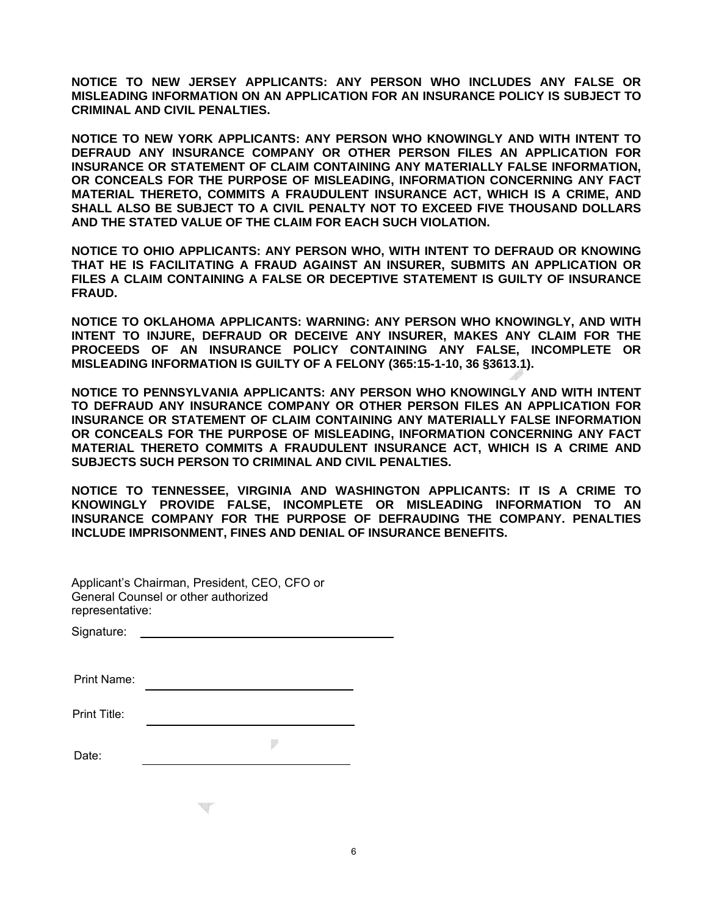**NOTICE TO NEW JERSEY APPLICANTS: ANY PERSON WHO INCLUDES ANY FALSE OR MISLEADING INFORMATION ON AN APPLICATION FOR AN INSURANCE POLICY IS SUBJECT TO CRIMINAL AND CIVIL PENALTIES.**

**NOTICE TO NEW YORK APPLICANTS: ANY PERSON WHO KNOWINGLY AND WITH INTENT TO DEFRAUD ANY INSURANCE COMPANY OR OTHER PERSON FILES AN APPLICATION FOR INSURANCE OR STATEMENT OF CLAIM CONTAINING ANY MATERIALLY FALSE INFORMATION, OR CONCEALS FOR THE PURPOSE OF MISLEADING, INFORMATION CONCERNING ANY FACT MATERIAL THERETO, COMMITS A FRAUDULENT INSURANCE ACT, WHICH IS A CRIME, AND SHALL ALSO BE SUBJECT TO A CIVIL PENALTY NOT TO EXCEED FIVE THOUSAND DOLLARS AND THE STATED VALUE OF THE CLAIM FOR EACH SUCH VIOLATION.**

**NOTICE TO OHIO APPLICANTS: ANY PERSON WHO, WITH INTENT TO DEFRAUD OR KNOWING THAT HE IS FACILITATING A FRAUD AGAINST AN INSURER, SUBMITS AN APPLICATION OR FILES A CLAIM CONTAINING A FALSE OR DECEPTIVE STATEMENT IS GUILTY OF INSURANCE FRAUD.**

**NOTICE TO OKLAHOMA APPLICANTS: WARNING: ANY PERSON WHO KNOWINGLY, AND WITH INTENT TO INJURE, DEFRAUD OR DECEIVE ANY INSURER, MAKES ANY CLAIM FOR THE PROCEEDS OF AN INSURANCE POLICY CONTAINING ANY FALSE, INCOMPLETE OR MISLEADING INFORMATION IS GUILTY OF A FELONY (365:15-1-10, 36 §3613.1).**

**NOTICE TO PENNSYLVANIA APPLICANTS: ANY PERSON WHO KNOWINGLY AND WITH INTENT TO DEFRAUD ANY INSURANCE COMPANY OR OTHER PERSON FILES AN APPLICATION FOR INSURANCE OR STATEMENT OF CLAIM CONTAINING ANY MATERIALLY FALSE INFORMATION OR CONCEALS FOR THE PURPOSE OF MISLEADING, INFORMATION CONCERNING ANY FACT MATERIAL THERETO COMMITS A FRAUDULENT INSURANCE ACT, WHICH IS A CRIME AND SUBJECTS SUCH PERSON TO CRIMINAL AND CIVIL PENALTIES.**

**NOTICE TO TENNESSEE, VIRGINIA AND WASHINGTON APPLICANTS: IT IS A CRIME TO KNOWINGLY PROVIDE FALSE, INCOMPLETE OR MISLEADING INFORMATION TO AN INSURANCE COMPANY FOR THE PURPOSE OF DEFRAUDING THE COMPANY. PENALTIES INCLUDE IMPRISONMENT, FINES AND DENIAL OF INSURANCE BENEFITS.**

Applicant's Chairman, President, CEO, CFO or General Counsel or other authorized representative:

Signature: ______________________________

Print Name: ______________________________

Print Title: ______________________________

Date: ______________________________